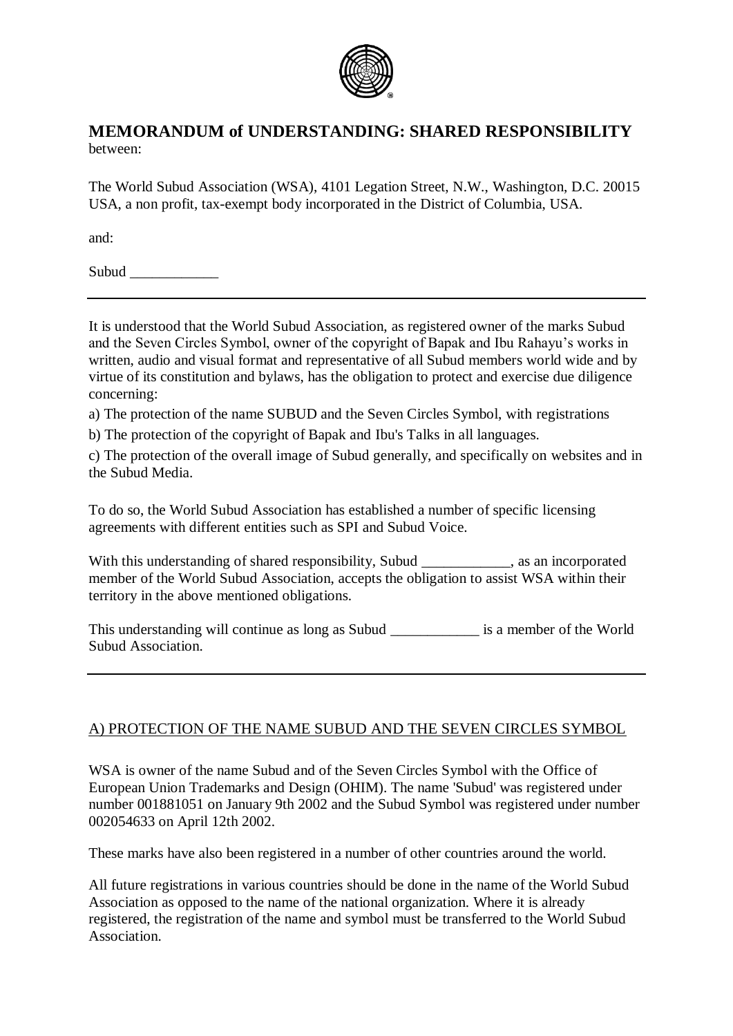# MEMORANDUM of UNDERSTANDING: SHARED RESPONSIBILITY

between:

The World Subud Association (WSA), 4101 Legation Street, N.W., Washington, D.C. 20015 USA, a non profit, tax-exempt body incorporated in the District of Columbia, USA.

and:

Subud ____________

---

It is understood that the World Subud Association, as registered owner of the marks Subud and the Seven Circles Symbol, owner of the copyright of Bapak and Ibu Rahayu's works in written, audio and visual format and representative of all Subud members world wide and by virtue of its constitution and bylaws, has the obligation to protect and exercise due diligence concerning:

a) The protection of the name SUBUD and the Seven Circles Symbol, with registrations

b) The protection of the copyright of Bapak and Ibu's Talks in all languages.

c) The protection of the overall image of Subud generally, and specifically on websites and in the Subud Media.

To do so, the World Subud Association has established a number of specific licensing agreements with different entities such as SPI and Subud Voice.

With this understanding of shared responsibility, Subud ____________, as an incorporated member of the World Subud Association, accepts the obligation to assist WSA within their territory in the above mentioned obligations.

This understanding will continue as long as Subud ____________ is a member of the World Subud Association.

---

## A) PROTECTION OF THE NAME SUBUD AND THE SEVEN CIRCLES SYMBOL

WSA is owner of the name Subud and of the Seven Circles Symbol with the Office of European Union Trademarks and Design (OHIM). The name 'Subud' was registered under number 001881051 on January 9th 2002 and the Subud Symbol was registered under number 002054633 on April 12th 2002.

These marks have also been registered in a number of other countries around the world.

All future registrations in various countries should be done in the name of the World Subud Association as opposed to the name of the national organization. Where it is already registered, the registration of the name and symbol must be transferred to the World Subud Association.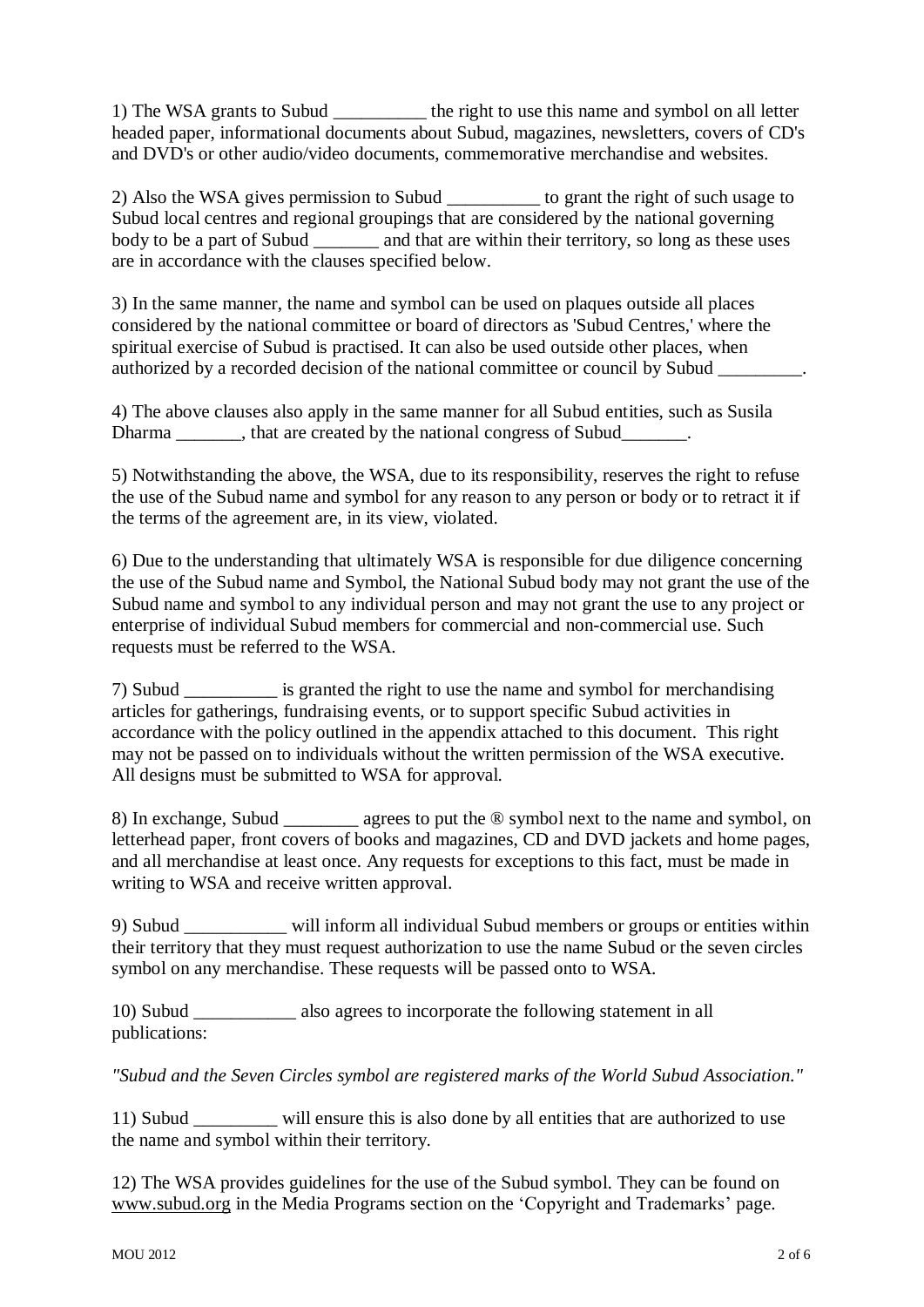1) The WSA grants to Subud __________ the right to use this name and symbol on all letter headed paper, informational documents about Subud, magazines, newsletters, covers of CD's and DVD's or other audio/video documents, commemorative merchandise and websites.

2) Also the WSA gives permission to Subud __________ to grant the right of such usage to Subud local centres and regional groupings that are considered by the national governing body to be a part of Subud _______ and that are within their territory, so long as these uses are in accordance with the clauses specified below.

3) In the same manner, the name and symbol can be used on plaques outside all places considered by the national committee or board of directors as 'Subud Centres,' where the spiritual exercise of Subud is practised. It can also be used outside other places, when authorized by a recorded decision of the national committee or council by Subud _________.

4) The above clauses also apply in the same manner for all Subud entities, such as Susila Dharma _______, that are created by the national congress of Subud_______.

5) Notwithstanding the above, the WSA, due to its responsibility, reserves the right to refuse the use of the Subud name and symbol for any reason to any person or body or to retract it if the terms of the agreement are, in its view, violated.

6) Due to the understanding that ultimately WSA is responsible for due diligence concerning the use of the Subud name and Symbol, the National Subud body may not grant the use of the Subud name and symbol to any individual person and may not grant the use to any project or enterprise of individual Subud members for commercial and non-commercial use. Such requests must be referred to the WSA.

7) Subud __________ is granted the right to use the name and symbol for merchandising articles for gatherings, fundraising events, or to support specific Subud activities in accordance with the policy outlined in the appendix attached to this document. This right may not be passed on to individuals without the written permission of the WSA executive. All designs must be submitted to WSA for approval.

8) In exchange, Subud ________ agrees to put the ® symbol next to the name and symbol, on letterhead paper, front covers of books and magazines, CD and DVD jackets and home pages, and all merchandise at least once. Any requests for exceptions to this fact, must be made in writing to WSA and receive written approval.

9) Subud ___________ will inform all individual Subud members or groups or entities within their territory that they must request authorization to use the name Subud or the seven circles symbol on any merchandise. These requests will be passed onto to WSA.

10) Subud ___________ also agrees to incorporate the following statement in all publications:

*"Subud and the Seven Circles symbol are registered marks of the World Subud Association."*

11) Subud _________ will ensure this is also done by all entities that are authorized to use the name and symbol within their territory.

12) The WSA provides guidelines for the use of the Subud symbol. They can be found on www.subud.org in the Media Programs section on the 'Copyright and Trademarks' page.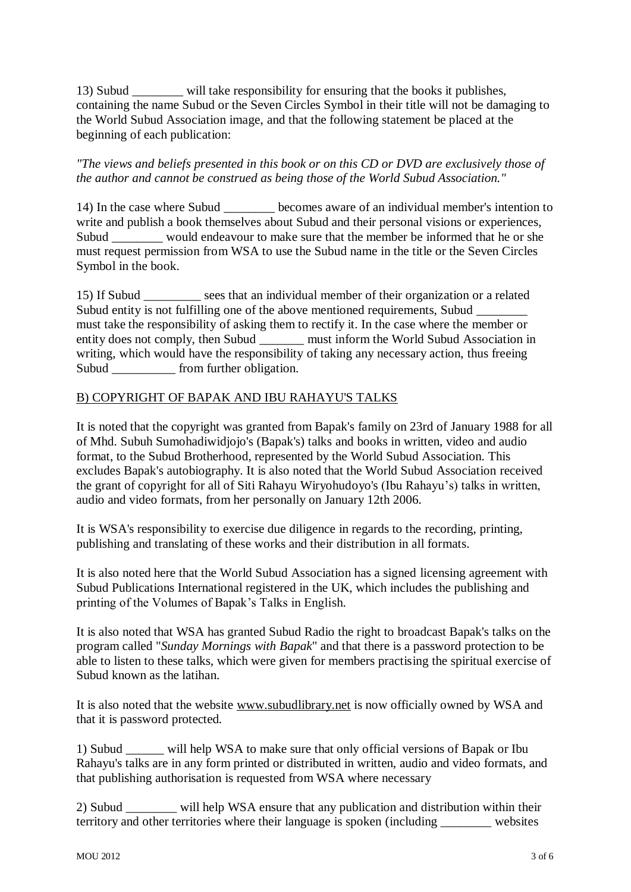13) Subud ________ will take responsibility for ensuring that the books it publishes, containing the name Subud or the Seven Circles Symbol in their title will not be damaging to the World Subud Association image, and that the following statement be placed at the beginning of each publication:

*"The views and beliefs presented in this book or on this CD or DVD are exclusively those of the author and cannot be construed as being those of the World Subud Association."*

14) In the case where Subud ________ becomes aware of an individual member's intention to write and publish a book themselves about Subud and their personal visions or experiences, Subud ________ would endeavour to make sure that the member be informed that he or she must request permission from WSA to use the Subud name in the title or the Seven Circles Symbol in the book.

15) If Subud _________ sees that an individual member of their organization or a related Subud entity is not fulfilling one of the above mentioned requirements, Subud ________ must take the responsibility of asking them to rectify it. In the case where the member or entity does not comply, then Subud _______ must inform the World Subud Association in writing, which would have the responsibility of taking any necessary action, thus freeing Subud __________ from further obligation.

## B) COPYRIGHT OF BAPAK AND IBU RAHAYU'S TALKS

It is noted that the copyright was granted from Bapak's family on 23rd of January 1988 for all of Mhd. Subuh Sumohadiwidjojo's (Bapak's) talks and books in written, video and audio format, to the Subud Brotherhood, represented by the World Subud Association. This excludes Bapak's autobiography. It is also noted that the World Subud Association received the grant of copyright for all of Siti Rahayu Wiryohudoyo's (Ibu Rahayu's) talks in written, audio and video formats, from her personally on January 12th 2006.

It is WSA's responsibility to exercise due diligence in regards to the recording, printing, publishing and translating of these works and their distribution in all formats.

It is also noted here that the World Subud Association has a signed licensing agreement with Subud Publications International registered in the UK, which includes the publishing and printing of the Volumes of Bapak's Talks in English.

It is also noted that WSA has granted Subud Radio the right to broadcast Bapak's talks on the program called "*Sunday Mornings with Bapak*" and that there is a password protection to be able to listen to these talks, which were given for members practising the spiritual exercise of Subud known as the latihan.

It is also noted that the website www.subudlibrary.net is now officially owned by WSA and that it is password protected.

1) Subud ______ will help WSA to make sure that only official versions of Bapak or Ibu Rahayu's talks are in any form printed or distributed in written, audio and video formats, and that publishing authorisation is requested from WSA where necessary

2) Subud ________ will help WSA ensure that any publication and distribution within their territory and other territories where their language is spoken (including ________ websites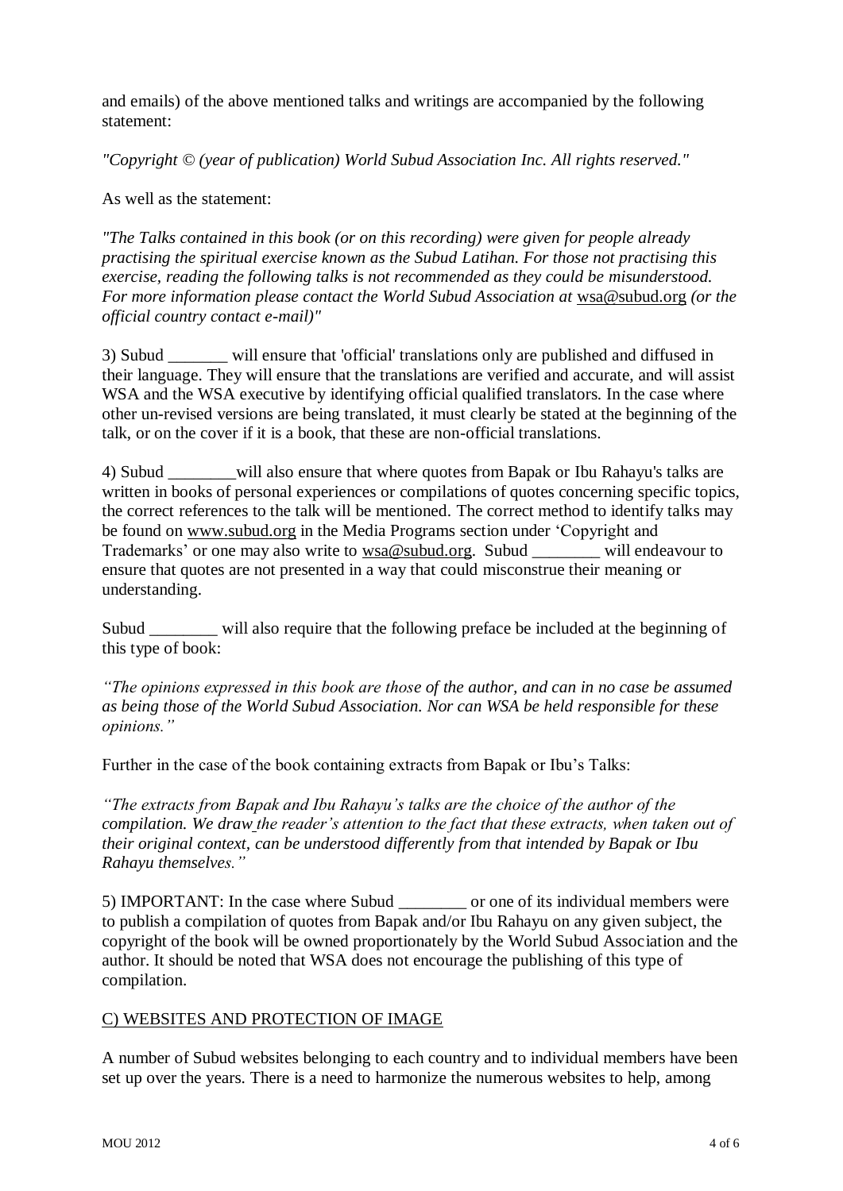and emails) of the above mentioned talks and writings are accompanied by the following statement:

*"Copyright © (year of publication) World Subud Association Inc. All rights reserved."*

As well as the statement:

*"The Talks contained in this book (or on this recording) were given for people already practising the spiritual exercise known as the Subud Latihan. For those not practising this exercise, reading the following talks is not recommended as they could be misunderstood. For more information please contact the World Subud Association at* wsa@subud.org *(or the official country contact e-mail)"*

3) Subud _______ will ensure that 'official' translations only are published and diffused in their language. They will ensure that the translations are verified and accurate, and will assist WSA and the WSA executive by identifying official qualified translators. In the case where other un-revised versions are being translated, it must clearly be stated at the beginning of the talk, or on the cover if it is a book, that these are non-official translations.

4) Subud ________will also ensure that where quotes from Bapak or Ibu Rahayu's talks are written in books of personal experiences or compilations of quotes concerning specific topics, the correct references to the talk will be mentioned. The correct method to identify talks may be found on www.subud.org in the Media Programs section under 'Copyright and Trademarks' or one may also write to wsa@subud.org. Subud ________ will endeavour to ensure that quotes are not presented in a way that could misconstrue their meaning or understanding.

Subud ________ will also require that the following preface be included at the beginning of this type of book:

*"The opinions expressed in this book are those of the author, and can in no case be assumed as being those of the World Subud Association. Nor can WSA be held responsible for these opinions."*

Further in the case of the book containing extracts from Bapak or Ibu's Talks:

*"The extracts from Bapak and Ibu Rahayu's talks are the choice of the author of the compilation. We draw the reader's attention to the fact that these extracts, when taken out of their original context, can be understood differently from that intended by Bapak or Ibu Rahayu themselves."*

5) IMPORTANT: In the case where Subud ________ or one of its individual members were to publish a compilation of quotes from Bapak and/or Ibu Rahayu on any given subject, the copyright of the book will be owned proportionately by the World Subud Association and the author. It should be noted that WSA does not encourage the publishing of this type of compilation.

C) WEBSITES AND PROTECTION OF IMAGE

A number of Subud websites belonging to each country and to individual members have been set up over the years. There is a need to harmonize the numerous websites to help, among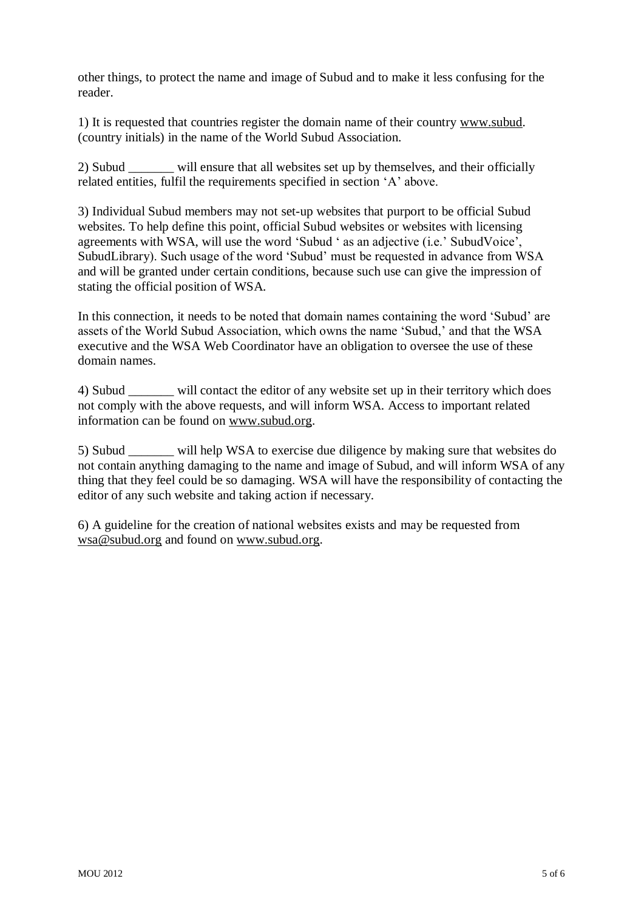other things, to protect the name and image of Subud and to make it less confusing for the reader.

1) It is requested that countries register the domain name of their country www.subud. (country initials) in the name of the World Subud Association.

2) Subud _______ will ensure that all websites set up by themselves, and their officially related entities, fulfil the requirements specified in section 'A' above.

3) Individual Subud members may not set-up websites that purport to be official Subud websites. To help define this point, official Subud websites or websites with licensing agreements with WSA, will use the word 'Subud ' as an adjective (i.e.' SubudVoice', SubudLibrary). Such usage of the word 'Subud' must be requested in advance from WSA and will be granted under certain conditions, because such use can give the impression of stating the official position of WSA.

In this connection, it needs to be noted that domain names containing the word 'Subud' are assets of the World Subud Association, which owns the name 'Subud,' and that the WSA executive and the WSA Web Coordinator have an obligation to oversee the use of these domain names.

4) Subud _______ will contact the editor of any website set up in their territory which does not comply with the above requests, and will inform WSA. Access to important related information can be found on www.subud.org.

5) Subud _______ will help WSA to exercise due diligence by making sure that websites do not contain anything damaging to the name and image of Subud, and will inform WSA of any thing that they feel could be so damaging. WSA will have the responsibility of contacting the editor of any such website and taking action if necessary.

6) A guideline for the creation of national websites exists and may be requested from wsa@subud.org and found on www.subud.org.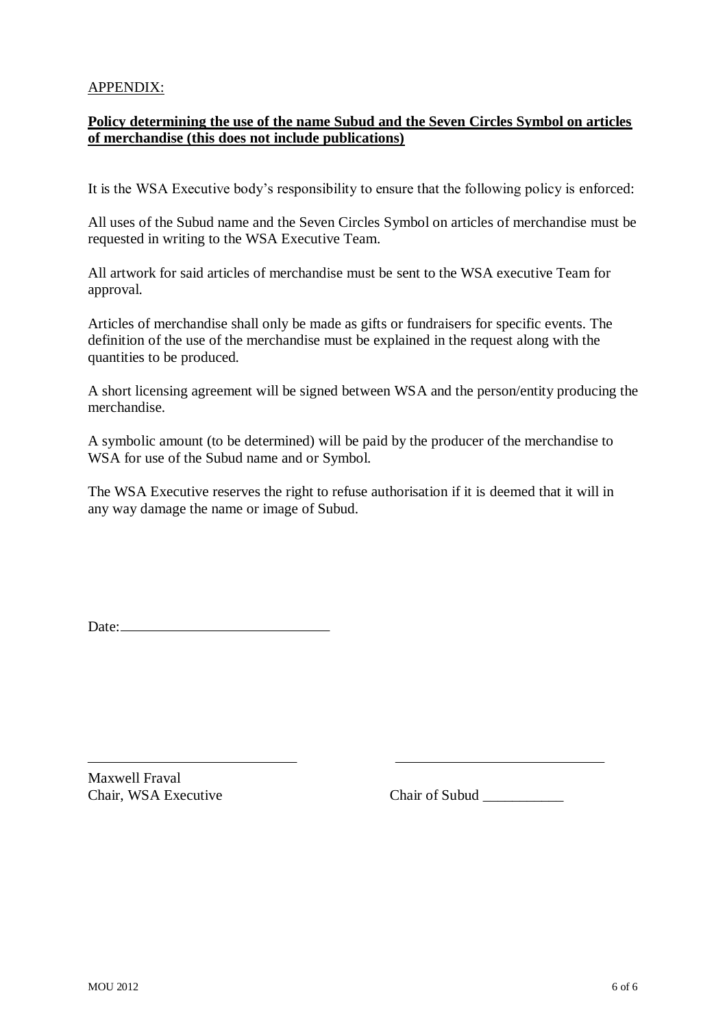APPENDIX:

**Policy determining the use of the name Subud and the Seven Circles Symbol on articles of merchandise (this does not include publications)**

It is the WSA Executive body's responsibility to ensure that the following policy is enforced:

All uses of the Subud name and the Seven Circles Symbol on articles of merchandise must be requested in writing to the WSA Executive Team.

All artwork for said articles of merchandise must be sent to the WSA executive Team for approval.

Articles of merchandise shall only be made as gifts or fundraisers for specific events. The definition of the use of the merchandise must be explained in the request along with the quantities to be produced.

A short licensing agreement will be signed between WSA and the person/entity producing the merchandise.

A symbolic amount (to be determined) will be paid by the producer of the merchandise to WSA for use of the Subud name and or Symbol.

The WSA Executive reserves the right to refuse authorisation if it is deemed that it will in any way damage the name or image of Subud.

Date:____________________________

____________________________ ____________________________

Maxwell Fraval
Chair, WSA Executive

Chair of Subud ___________

MOU 2012